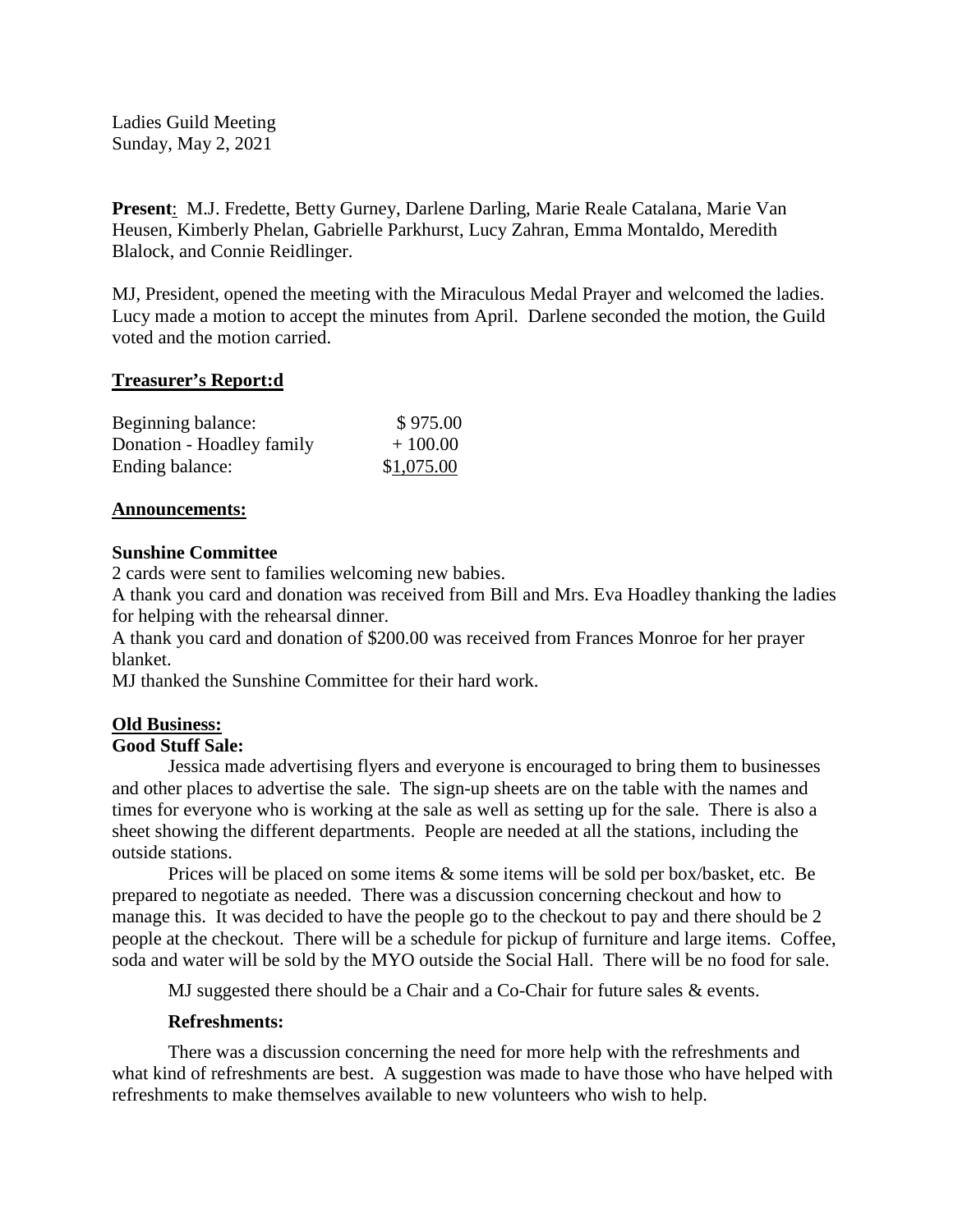Ladies Guild Meeting
Sunday, May 2, 2021

**Present**: M.J. Fredette, Betty Gurney, Darlene Darling, Marie Reale Catalana, Marie Van Heusen, Kimberly Phelan, Gabrielle Parkhurst, Lucy Zahran, Emma Montaldo, Meredith Blalock, and Connie Reidlinger.

MJ, President, opened the meeting with the Miraculous Medal Prayer and welcomed the ladies. Lucy made a motion to accept the minutes from April. Darlene seconded the motion, the Guild voted and the motion carried.

**Treasurer's Report:d**

| | |
|---|---|
| Beginning balance: | $ 975.00 |
| Donation - Hoadley family | + 100.00 |
| Ending balance: | $1,075.00 |

**Announcements:**

**Sunshine Committee**

2 cards were sent to families welcoming new babies.

A thank you card and donation was received from Bill and Mrs. Eva Hoadley thanking the ladies for helping with the rehearsal dinner.

A thank you card and donation of $200.00 was received from Frances Monroe for her prayer blanket.

MJ thanked the Sunshine Committee for their hard work.

**Old Business:**

**Good Stuff Sale:**

Jessica made advertising flyers and everyone is encouraged to bring them to businesses and other places to advertise the sale. The sign-up sheets are on the table with the names and times for everyone who is working at the sale as well as setting up for the sale. There is also a sheet showing the different departments. People are needed at all the stations, including the outside stations.

Prices will be placed on some items & some items will be sold per box/basket, etc. Be prepared to negotiate as needed. There was a discussion concerning checkout and how to manage this. It was decided to have the people go to the checkout to pay and there should be 2 people at the checkout. There will be a schedule for pickup of furniture and large items. Coffee, soda and water will be sold by the MYO outside the Social Hall. There will be no food for sale.

MJ suggested there should be a Chair and a Co-Chair for future sales & events.

**Refreshments:**

There was a discussion concerning the need for more help with the refreshments and what kind of refreshments are best. A suggestion was made to have those who have helped with refreshments to make themselves available to new volunteers who wish to help.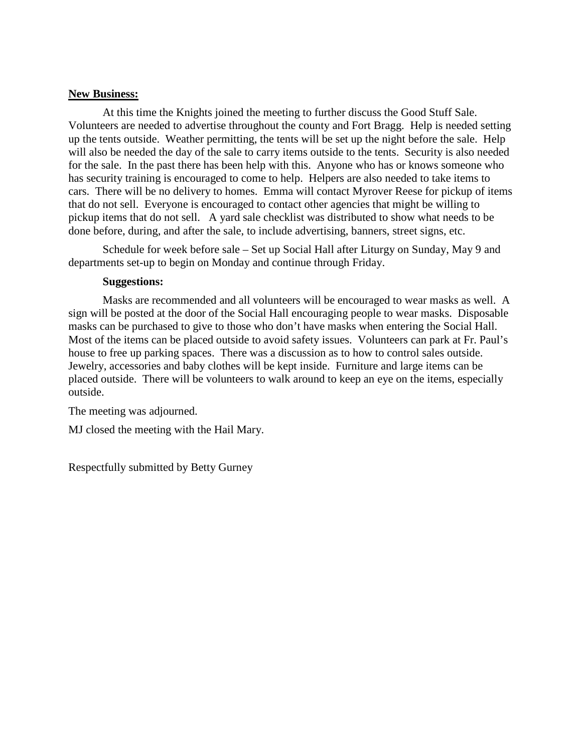**New Business:**

At this time the Knights joined the meeting to further discuss the Good Stuff Sale. Volunteers are needed to advertise throughout the county and Fort Bragg. Help is needed setting up the tents outside. Weather permitting, the tents will be set up the night before the sale. Help will also be needed the day of the sale to carry items outside to the tents. Security is also needed for the sale. In the past there has been help with this. Anyone who has or knows someone who has security training is encouraged to come to help. Helpers are also needed to take items to cars. There will be no delivery to homes. Emma will contact Myrover Reese for pickup of items that do not sell. Everyone is encouraged to contact other agencies that might be willing to pickup items that do not sell. A yard sale checklist was distributed to show what needs to be done before, during, and after the sale, to include advertising, banners, street signs, etc.

Schedule for week before sale – Set up Social Hall after Liturgy on Sunday, May 9 and departments set-up to begin on Monday and continue through Friday.

**Suggestions:**

Masks are recommended and all volunteers will be encouraged to wear masks as well. A sign will be posted at the door of the Social Hall encouraging people to wear masks. Disposable masks can be purchased to give to those who don't have masks when entering the Social Hall. Most of the items can be placed outside to avoid safety issues. Volunteers can park at Fr. Paul's house to free up parking spaces. There was a discussion as to how to control sales outside. Jewelry, accessories and baby clothes will be kept inside. Furniture and large items can be placed outside. There will be volunteers to walk around to keep an eye on the items, especially outside.

The meeting was adjourned.

MJ closed the meeting with the Hail Mary.

Respectfully submitted by Betty Gurney